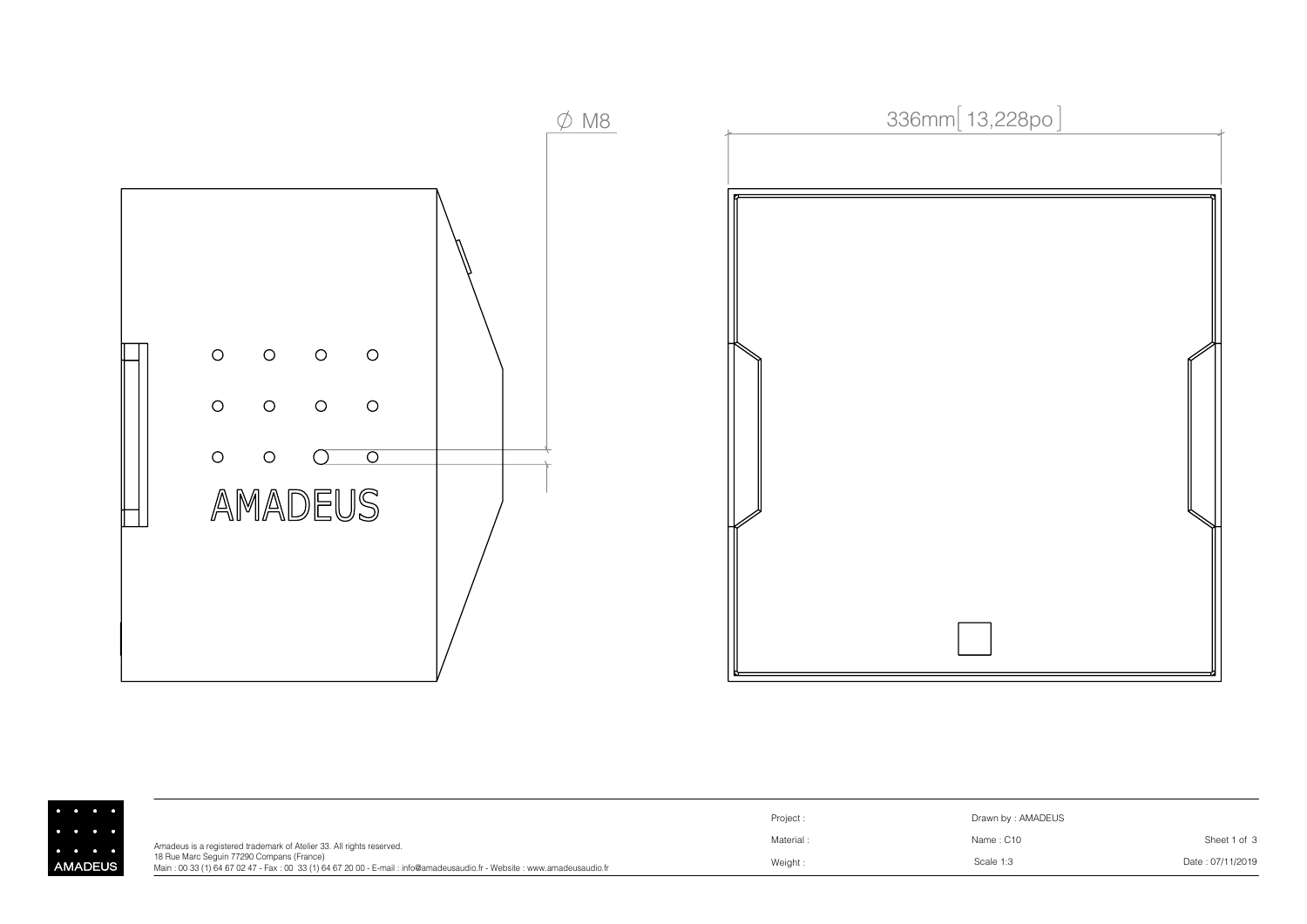∅ M8

336mm[ 13,228po ]

AMADEUS

AMADEUS

Amadeus is a registered trademark of Atelier 33. All rights reserved.
18 Rue Marc Seguin 77290 Compans (France)
Main : 00 33 (1) 64 67 02 47 - Fax : 00 33 (1) 64 67 20 00 - E-mail : info@amadeusaudio.fr - Website : www.amadeusaudio.fr

| Project : | Drawn by : AMADEUS | |
|---|---|---|
| Material : | Name : C10 | Sheet 1 of 3 |
| Weight : | Scale 1:3 | Date : 07/11/2019 |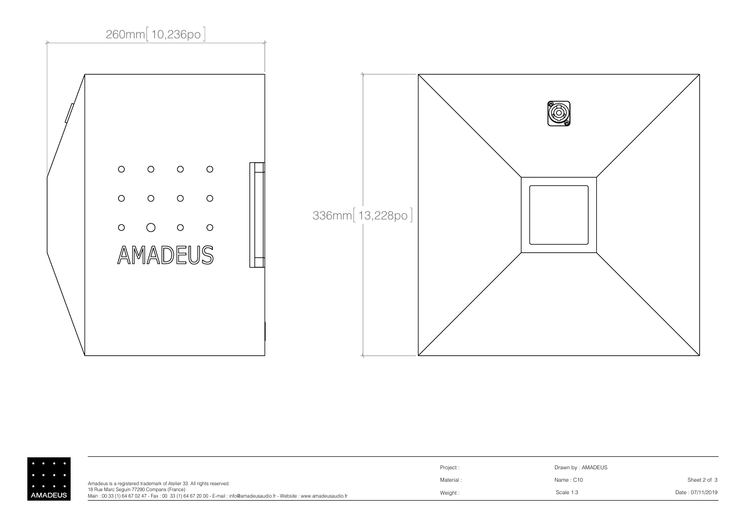260mm [10,236po]

336mm [13,228po]

AMADEUS

Amadeus is a registered trademark of Atelier 33. All rights reserved.
18 Rue Marc Seguin 77290 Compans (France)
Main : 00 33 (1) 64 67 02 47 - Fax : 00 33 (1) 64 67 20 00 - E-mail : info@amadeusaudio.fr - Website : www.amadeusaudio.fr

| Project : | Drawn by : AMADEUS | |
|---|---|---|
| Material : | Name : C10 | Sheet 2 of 3 |
| Weight : | Scale 1:3 | Date : 07/11/2019 |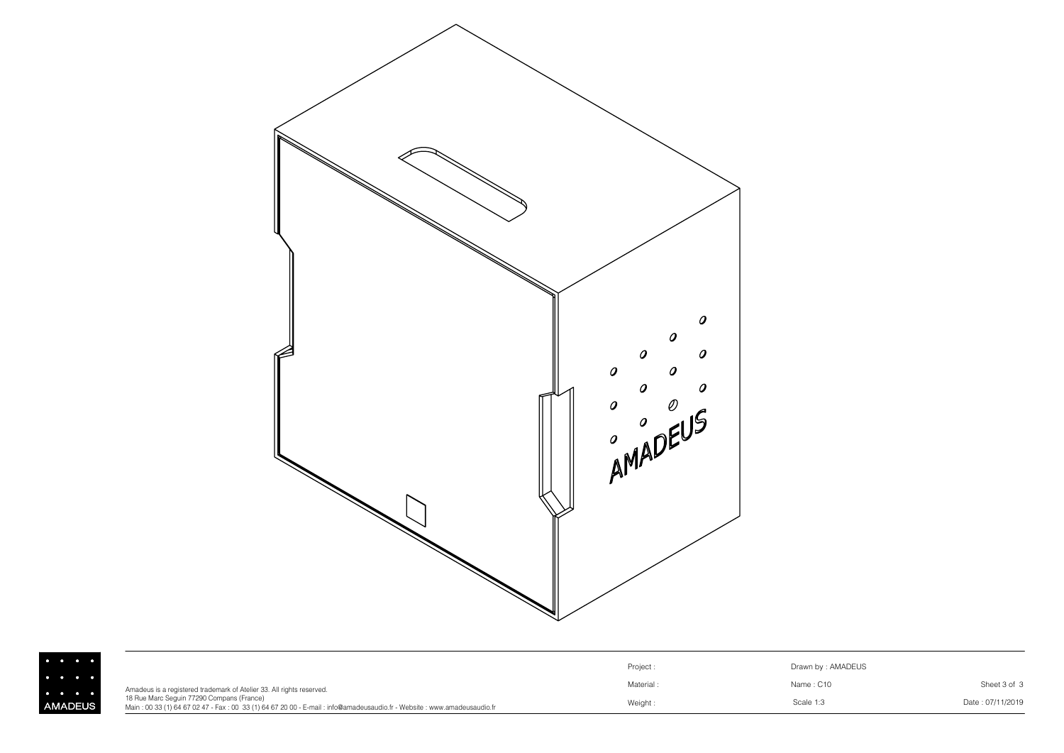AMADEUS

Amadeus is a registered trademark of Atelier 33. All rights reserved.
18 Rue Marc Seguin 77290 Compans (France)
Main : 00 33 (1) 64 67 02 47 - Fax : 00 33 (1) 64 67 20 00 - E-mail : info@amadeusaudio.fr - Website : www.amadeusaudio.fr

| | | |
|---|---|---|
| Project : | Drawn by : AMADEUS | |
| Material : | Name : C10 | Sheet 3 of 3 |
| Weight : | Scale 1:3 | Date : 07/11/2019 |